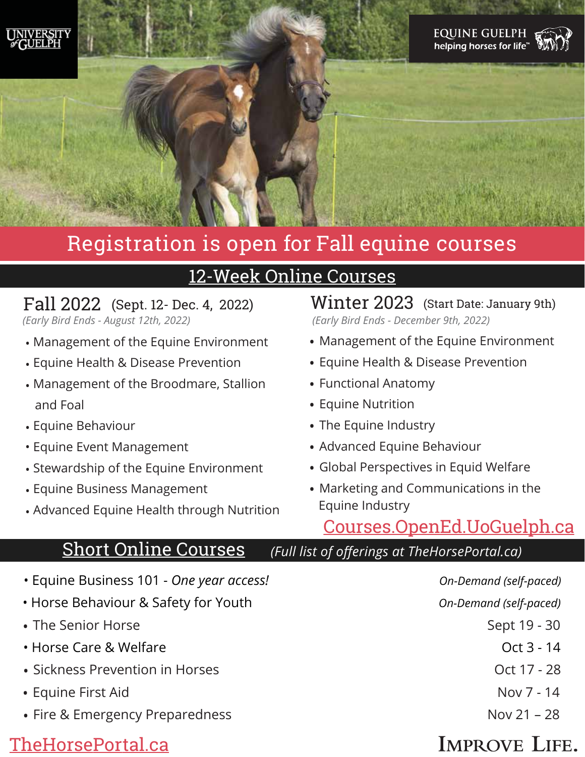UNIVERSITY of GUELPH

EQUINE GUELPH
helping horses for life™

# Registration is open for Fall equine courses

## 12-Week Online Courses

### Fall 2022 (Sept. 12- Dec. 4, 2022)

*(Early Bird Ends - August 12th, 2022)*

- Management of the Equine Environment
- Equine Health & Disease Prevention
- Management of the Broodmare, Stallion and Foal
- Equine Behaviour
- Equine Event Management
- Stewardship of the Equine Environment
- Equine Business Management
- Advanced Equine Health through Nutrition

### Winter 2023 (Start Date: January 9th)

*(Early Bird Ends - December 9th, 2022)*

- Management of the Equine Environment
- Equine Health & Disease Prevention
- Functional Anatomy
- Equine Nutrition
- The Equine Industry
- Advanced Equine Behaviour
- Global Perspectives in Equid Welfare
- Marketing and Communications in the Equine Industry

Courses.OpenEd.UoGuelph.ca

## Short Online Courses *(Full list of offerings at TheHorsePortal.ca)*

| Course | Dates |
|---|---|
| Equine Business 101 - *One year access!* | *On-Demand (self-paced)* |
| Horse Behaviour & Safety for Youth | *On-Demand (self-paced)* |
| The Senior Horse | Sept 19 - 30 |
| Horse Care & Welfare | Oct 3 - 14 |
| Sickness Prevention in Horses | Oct 17 - 28 |
| Equine First Aid | Nov 7 - 14 |
| Fire & Emergency Preparedness | Nov 21 – 28 |

TheHorsePortal.ca

IMPROVE LIFE.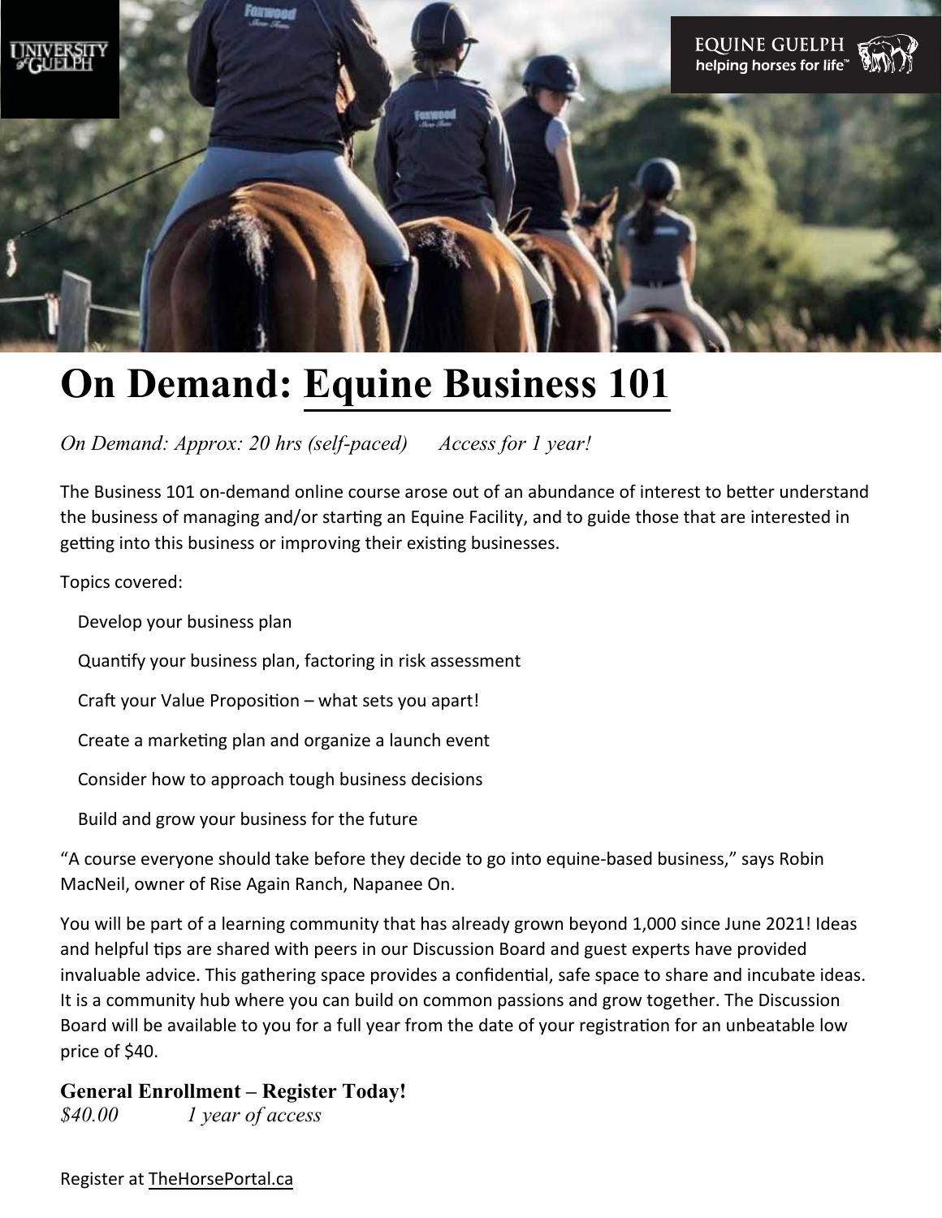# On Demand: Equine Business 101

*On Demand: Approx: 20 hrs (self-paced)      Access for 1 year!*

The Business 101 on-demand online course arose out of an abundance of interest to better understand the business of managing and/or starting an Equine Facility, and to guide those that are interested in getting into this business or improving their existing businesses.

Topics covered:

- Develop your business plan
- Quantify your business plan, factoring in risk assessment
- Craft your Value Proposition – what sets you apart!
- Create a marketing plan and organize a launch event
- Consider how to approach tough business decisions
- Build and grow your business for the future

"A course everyone should take before they decide to go into equine-based business," says Robin MacNeil, owner of Rise Again Ranch, Napanee On.

You will be part of a learning community that has already grown beyond 1,000 since June 2021! Ideas and helpful tips are shared with peers in our Discussion Board and guest experts have provided invaluable advice. This gathering space provides a confidential, safe space to share and incubate ideas. It is a community hub where you can build on common passions and grow together. The Discussion Board will be available to you for a full year from the date of your registration for an unbeatable low price of $40.

**General Enrollment – Register Today!**
*$40.00      1 year of access*

Register at TheHorsePortal.ca